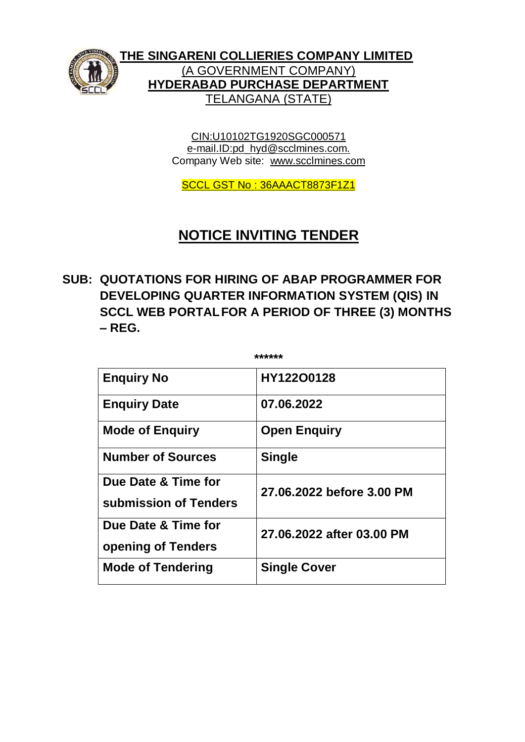**THE SINGARENI COLLIERIES COMPANY LIMITED**
(A GOVERNMENT COMPANY)
**HYDERABAD PURCHASE DEPARTMENT**
TELANGANA (STATE)

CIN:U10102TG1920SGC000571
e-mail.ID:pd_hyd@scclmines.com.
Company Web site: www.scclmines.com

SCCL GST No : 36AAACT8873F1Z1

# NOTICE INVITING TENDER

**SUB: QUOTATIONS FOR HIRING OF ABAP PROGRAMMER FOR DEVELOPING QUARTER INFORMATION SYSTEM (QIS) IN SCCL WEB PORTAL FOR A PERIOD OF THREE (3) MONTHS – REG.**

******

| **Enquiry No** | **HY122O0128** |
|---|---|
| **Enquiry Date** | **07.06.2022** |
| **Mode of Enquiry** | **Open Enquiry** |
| **Number of Sources** | **Single** |
| **Due Date & Time for submission of Tenders** | **27.06.2022 before 3.00 PM** |
| **Due Date & Time for opening of Tenders** | **27.06.2022 after 03.00 PM** |
| **Mode of Tendering** | **Single Cover** |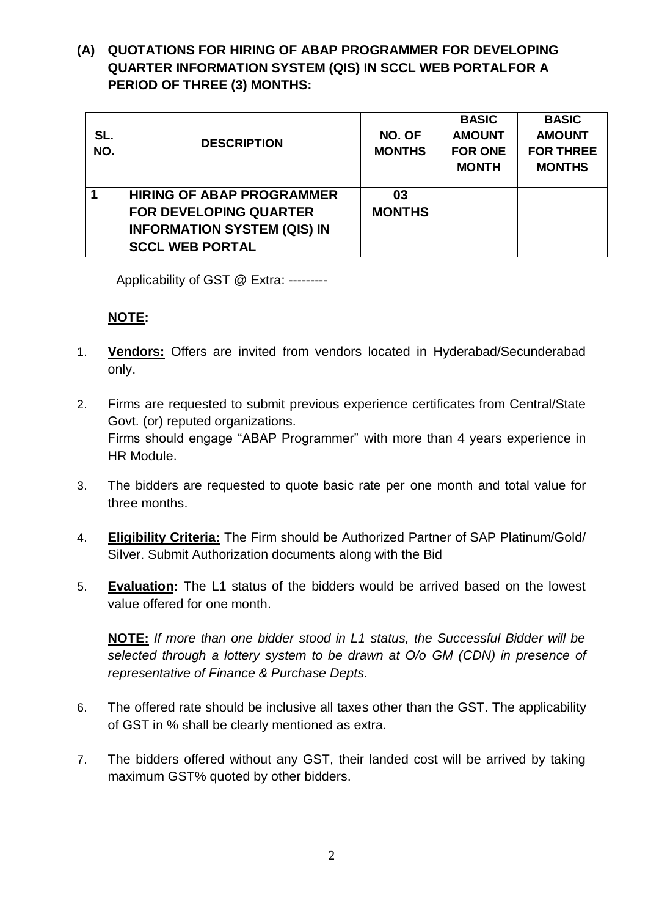## (A) QUOTATIONS FOR HIRING OF ABAP PROGRAMMER FOR DEVELOPING QUARTER INFORMATION SYSTEM (QIS) IN SCCL WEB PORTALFOR A PERIOD OF THREE (3) MONTHS:

| SL. NO. | DESCRIPTION | NO. OF MONTHS | BASIC AMOUNT FOR ONE MONTH | BASIC AMOUNT FOR THREE MONTHS |
|---|---|---|---|---|
| 1 | **HIRING OF ABAP PROGRAMMER FOR DEVELOPING QUARTER INFORMATION SYSTEM (QIS) IN SCCL WEB PORTAL** | **03 MONTHS** | | |

Applicability of GST @ Extra: ---------

**NOTE:**

1. **Vendors:** Offers are invited from vendors located in Hyderabad/Secunderabad only.

2. Firms are requested to submit previous experience certificates from Central/State Govt. (or) reputed organizations.
   Firms should engage "ABAP Programmer" with more than 4 years experience in HR Module.

3. The bidders are requested to quote basic rate per one month and total value for three months.

4. **Eligibility Criteria:** The Firm should be Authorized Partner of SAP Platinum/Gold/ Silver. Submit Authorization documents along with the Bid

5. **Evaluation:** The L1 status of the bidders would be arrived based on the lowest value offered for one month.

   **NOTE:** *If more than one bidder stood in L1 status, the Successful Bidder will be selected through a lottery system to be drawn at O/o GM (CDN) in presence of representative of Finance & Purchase Depts.*

6. The offered rate should be inclusive all taxes other than the GST. The applicability of GST in % shall be clearly mentioned as extra.

7. The bidders offered without any GST, their landed cost will be arrived by taking maximum GST% quoted by other bidders.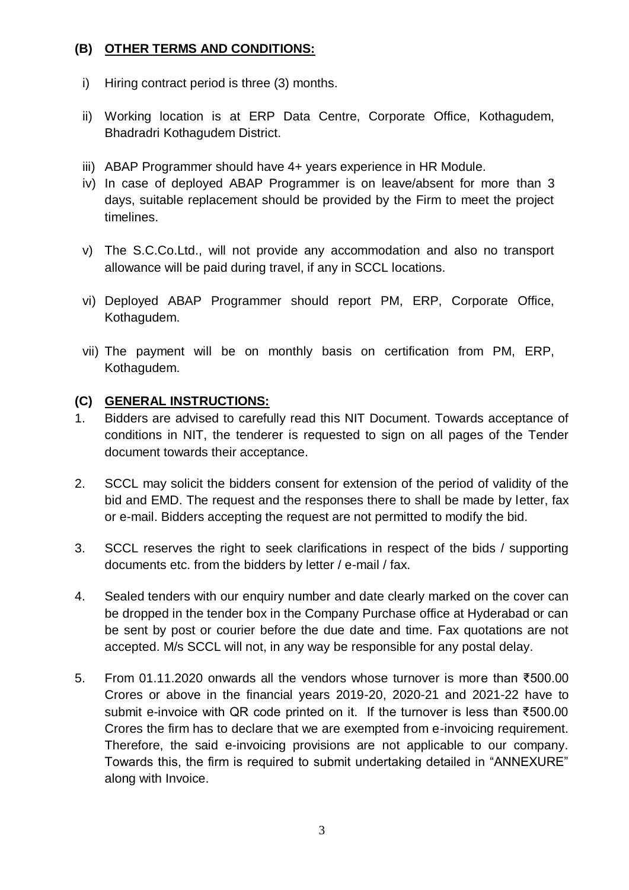### (B) OTHER TERMS AND CONDITIONS:

i) Hiring contract period is three (3) months.

ii) Working location is at ERP Data Centre, Corporate Office, Kothagudem, Bhadradri Kothagudem District.

iii) ABAP Programmer should have 4+ years experience in HR Module.

iv) In case of deployed ABAP Programmer is on leave/absent for more than 3 days, suitable replacement should be provided by the Firm to meet the project timelines.

v) The S.C.Co.Ltd., will not provide any accommodation and also no transport allowance will be paid during travel, if any in SCCL locations.

vi) Deployed ABAP Programmer should report PM, ERP, Corporate Office, Kothagudem.

vii) The payment will be on monthly basis on certification from PM, ERP, Kothagudem.

### (C) GENERAL INSTRUCTIONS:

1. Bidders are advised to carefully read this NIT Document. Towards acceptance of conditions in NIT, the tenderer is requested to sign on all pages of the Tender document towards their acceptance.

2. SCCL may solicit the bidders consent for extension of the period of validity of the bid and EMD. The request and the responses there to shall be made by letter, fax or e-mail. Bidders accepting the request are not permitted to modify the bid.

3. SCCL reserves the right to seek clarifications in respect of the bids / supporting documents etc. from the bidders by letter / e-mail / fax.

4. Sealed tenders with our enquiry number and date clearly marked on the cover can be dropped in the tender box in the Company Purchase office at Hyderabad or can be sent by post or courier before the due date and time. Fax quotations are not accepted. M/s SCCL will not, in any way be responsible for any postal delay.

5. From 01.11.2020 onwards all the vendors whose turnover is more than ₹500.00 Crores or above in the financial years 2019-20, 2020-21 and 2021-22 have to submit e-invoice with QR code printed on it. If the turnover is less than ₹500.00 Crores the firm has to declare that we are exempted from e-invoicing requirement. Therefore, the said e-invoicing provisions are not applicable to our company. Towards this, the firm is required to submit undertaking detailed in "ANNEXURE" along with Invoice.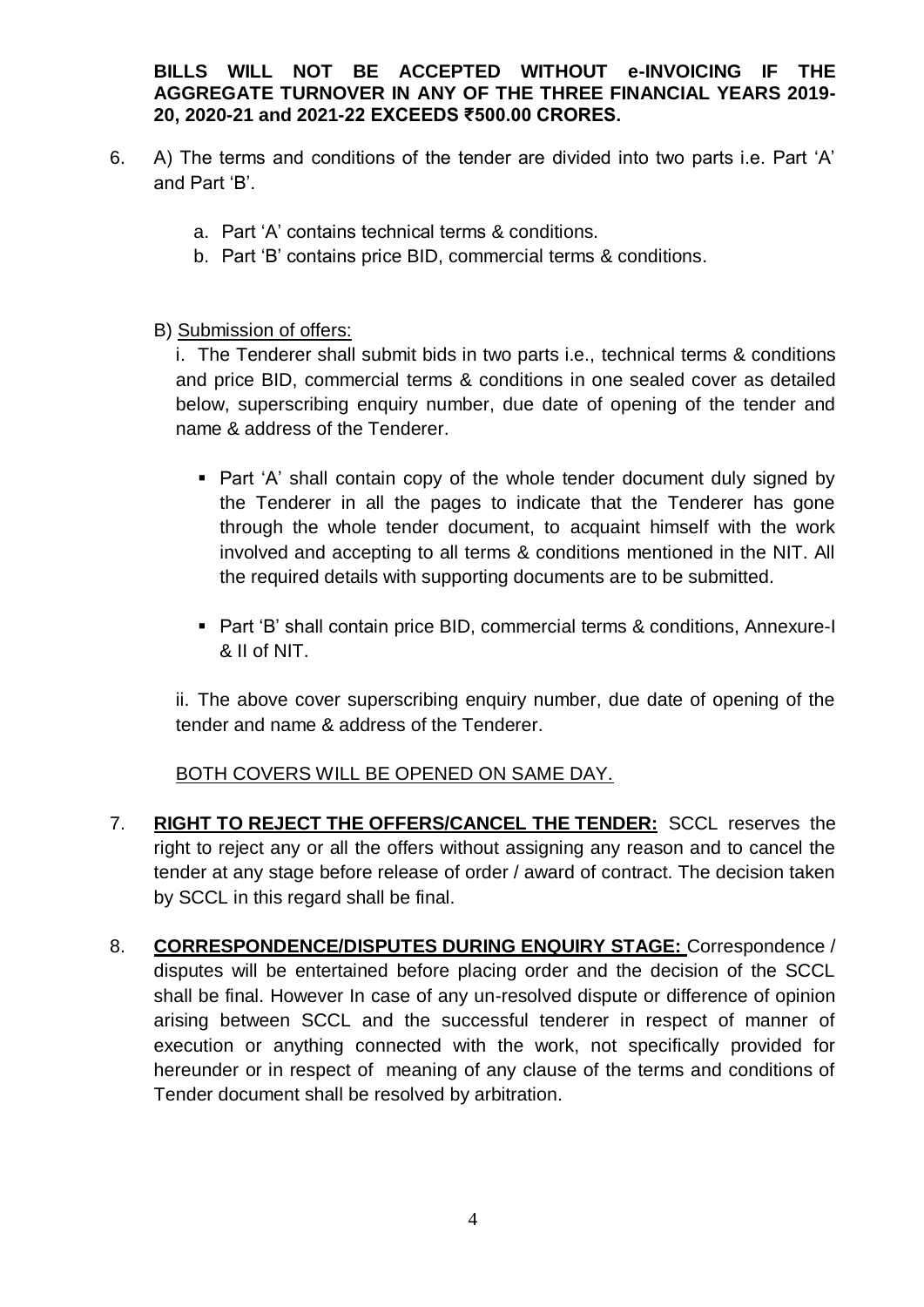**BILLS WILL NOT BE ACCEPTED WITHOUT e-INVOICING IF THE AGGREGATE TURNOVER IN ANY OF THE THREE FINANCIAL YEARS 2019-20, 2020-21 and 2021-22 EXCEEDS ₹500.00 CRORES.**

6. A) The terms and conditions of the tender are divided into two parts i.e. Part 'A' and Part 'B'.

   a. Part 'A' contains technical terms & conditions.
   b. Part 'B' contains price BID, commercial terms & conditions.

   B) <u>Submission of offers:</u>

   i. The Tenderer shall submit bids in two parts i.e., technical terms & conditions and price BID, commercial terms & conditions in one sealed cover as detailed below, superscribing enquiry number, due date of opening of the tender and name & address of the Tenderer.

   - Part 'A' shall contain copy of the whole tender document duly signed by the Tenderer in all the pages to indicate that the Tenderer has gone through the whole tender document, to acquaint himself with the work involved and accepting to all terms & conditions mentioned in the NIT. All the required details with supporting documents are to be submitted.

   - Part 'B' shall contain price BID, commercial terms & conditions, Annexure-I & II of NIT.

   ii. The above cover superscribing enquiry number, due date of opening of the tender and name & address of the Tenderer.

   <u>BOTH COVERS WILL BE OPENED ON SAME DAY.</u>

7. **<u>RIGHT TO REJECT THE OFFERS/CANCEL THE TENDER:</u>** SCCL reserves the right to reject any or all the offers without assigning any reason and to cancel the tender at any stage before release of order / award of contract. The decision taken by SCCL in this regard shall be final.

8. **<u>CORRESPONDENCE/DISPUTES DURING ENQUIRY STAGE:</u>** Correspondence / disputes will be entertained before placing order and the decision of the SCCL shall be final. However In case of any un-resolved dispute or difference of opinion arising between SCCL and the successful tenderer in respect of manner of execution or anything connected with the work, not specifically provided for hereunder or in respect of meaning of any clause of the terms and conditions of Tender document shall be resolved by arbitration.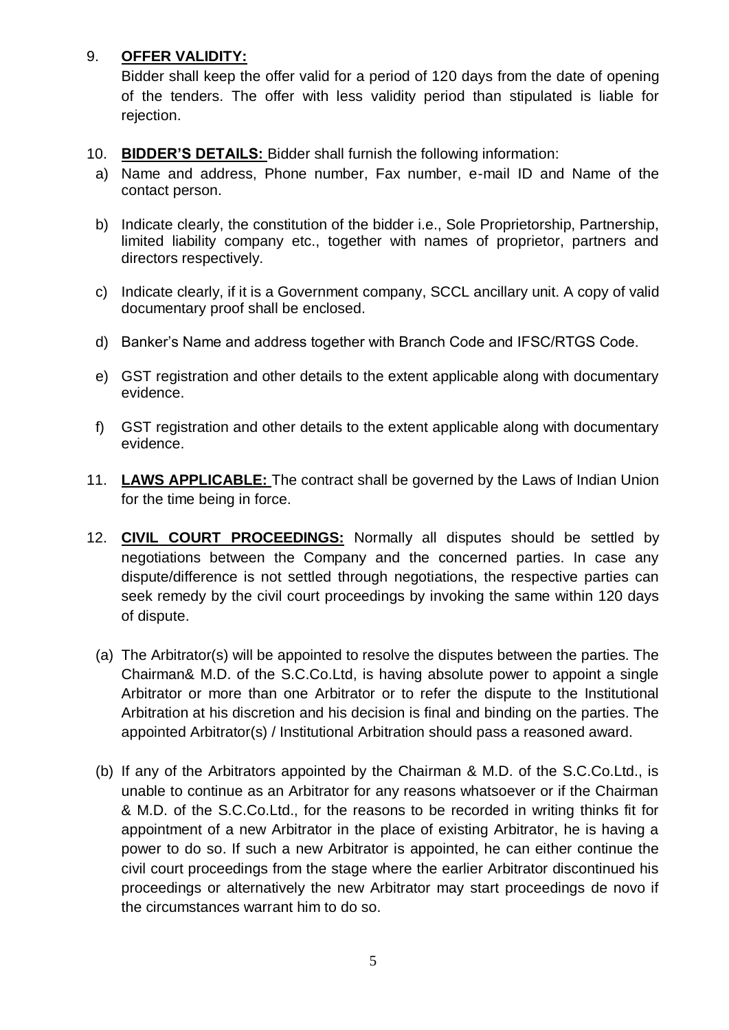9. **OFFER VALIDITY:**
   Bidder shall keep the offer valid for a period of 120 days from the date of opening of the tenders. The offer with less validity period than stipulated is liable for rejection.

10. **BIDDER'S DETAILS:** Bidder shall furnish the following information:
    a) Name and address, Phone number, Fax number, e-mail ID and Name of the contact person.
    b) Indicate clearly, the constitution of the bidder i.e., Sole Proprietorship, Partnership, limited liability company etc., together with names of proprietor, partners and directors respectively.
    c) Indicate clearly, if it is a Government company, SCCL ancillary unit. A copy of valid documentary proof shall be enclosed.
    d) Banker's Name and address together with Branch Code and IFSC/RTGS Code.
    e) GST registration and other details to the extent applicable along with documentary evidence.
    f) GST registration and other details to the extent applicable along with documentary evidence.

11. **LAWS APPLICABLE:** The contract shall be governed by the Laws of Indian Union for the time being in force.

12. **CIVIL COURT PROCEEDINGS:** Normally all disputes should be settled by negotiations between the Company and the concerned parties. In case any dispute/difference is not settled through negotiations, the respective parties can seek remedy by the civil court proceedings by invoking the same within 120 days of dispute.

    (a) The Arbitrator(s) will be appointed to resolve the disputes between the parties. The Chairman& M.D. of the S.C.Co.Ltd, is having absolute power to appoint a single Arbitrator or more than one Arbitrator or to refer the dispute to the Institutional Arbitration at his discretion and his decision is final and binding on the parties. The appointed Arbitrator(s) / Institutional Arbitration should pass a reasoned award.

    (b) If any of the Arbitrators appointed by the Chairman & M.D. of the S.C.Co.Ltd., is unable to continue as an Arbitrator for any reasons whatsoever or if the Chairman & M.D. of the S.C.Co.Ltd., for the reasons to be recorded in writing thinks fit for appointment of a new Arbitrator in the place of existing Arbitrator, he is having a power to do so. If such a new Arbitrator is appointed, he can either continue the civil court proceedings from the stage where the earlier Arbitrator discontinued his proceedings or alternatively the new Arbitrator may start proceedings de novo if the circumstances warrant him to do so.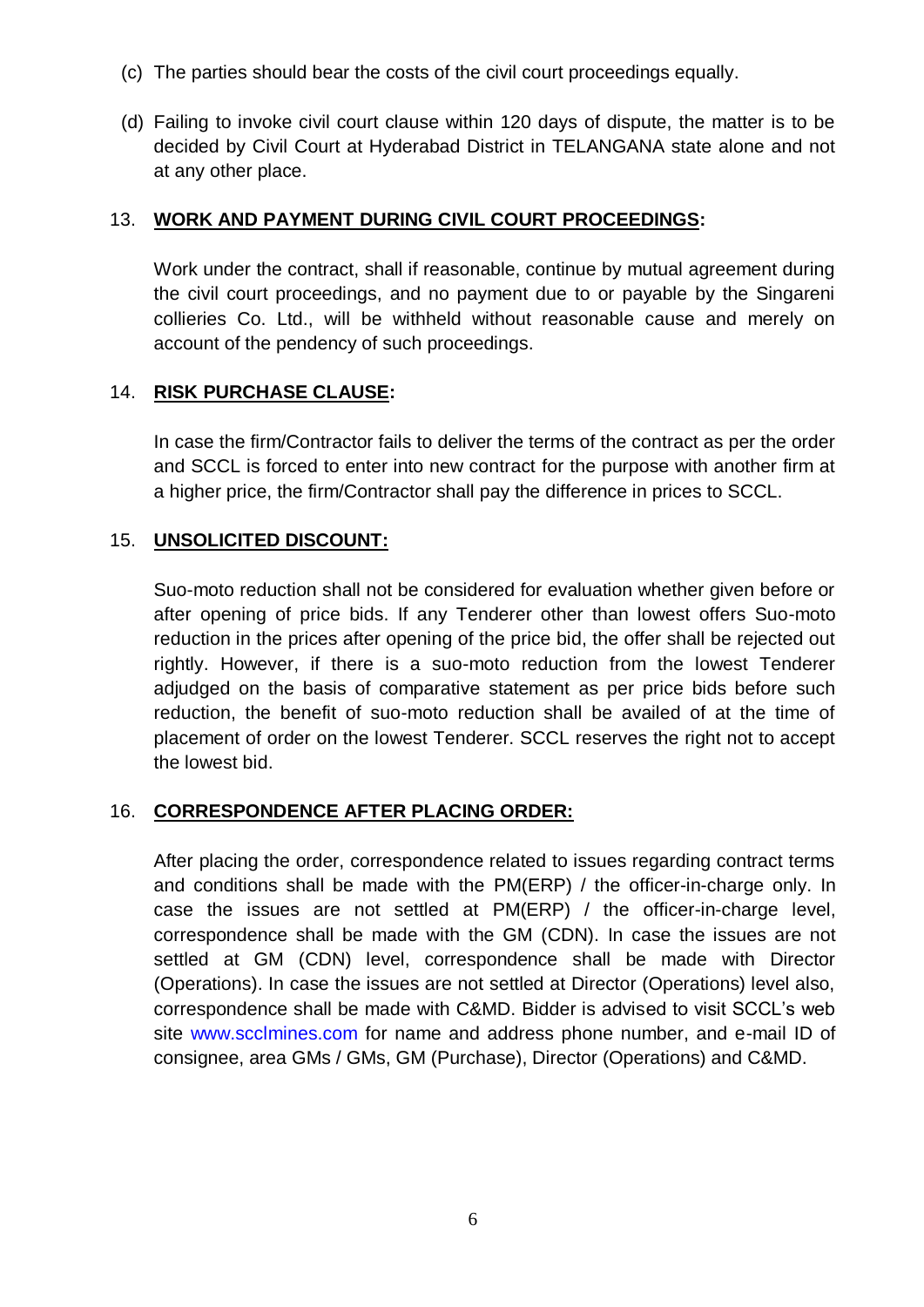(c) The parties should bear the costs of the civil court proceedings equally.

(d) Failing to invoke civil court clause within 120 days of dispute, the matter is to be decided by Civil Court at Hyderabad District in TELANGANA state alone and not at any other place.

13. **WORK AND PAYMENT DURING CIVIL COURT PROCEEDINGS:**

Work under the contract, shall if reasonable, continue by mutual agreement during the civil court proceedings, and no payment due to or payable by the Singareni collieries Co. Ltd., will be withheld without reasonable cause and merely on account of the pendency of such proceedings.

14. **RISK PURCHASE CLAUSE:**

In case the firm/Contractor fails to deliver the terms of the contract as per the order and SCCL is forced to enter into new contract for the purpose with another firm at a higher price, the firm/Contractor shall pay the difference in prices to SCCL.

15. **UNSOLICITED DISCOUNT:**

Suo-moto reduction shall not be considered for evaluation whether given before or after opening of price bids. If any Tenderer other than lowest offers Suo-moto reduction in the prices after opening of the price bid, the offer shall be rejected out rightly. However, if there is a suo-moto reduction from the lowest Tenderer adjudged on the basis of comparative statement as per price bids before such reduction, the benefit of suo-moto reduction shall be availed of at the time of placement of order on the lowest Tenderer. SCCL reserves the right not to accept the lowest bid.

16. **CORRESPONDENCE AFTER PLACING ORDER:**

After placing the order, correspondence related to issues regarding contract terms and conditions shall be made with the PM(ERP) / the officer-in-charge only. In case the issues are not settled at PM(ERP) / the officer-in-charge level, correspondence shall be made with the GM (CDN). In case the issues are not settled at GM (CDN) level, correspondence shall be made with Director (Operations). In case the issues are not settled at Director (Operations) level also, correspondence shall be made with C&MD. Bidder is advised to visit SCCL's web site www.scclmines.com for name and address phone number, and e-mail ID of consignee, area GMs / GMs, GM (Purchase), Director (Operations) and C&MD.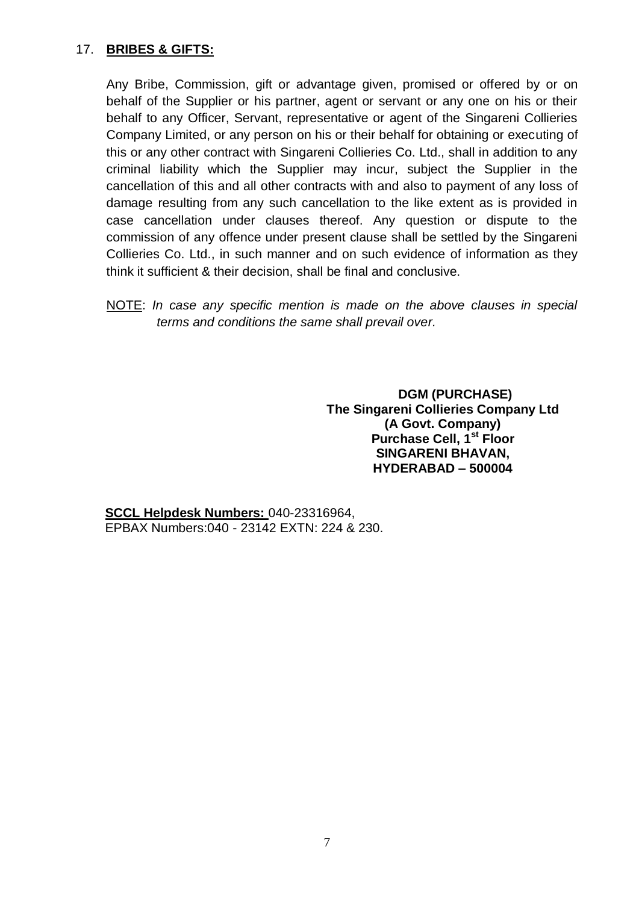17. **BRIBES & GIFTS:**

Any Bribe, Commission, gift or advantage given, promised or offered by or on behalf of the Supplier or his partner, agent or servant or any one on his or their behalf to any Officer, Servant, representative or agent of the Singareni Collieries Company Limited, or any person on his or their behalf for obtaining or executing of this or any other contract with Singareni Collieries Co. Ltd., shall in addition to any criminal liability which the Supplier may incur, subject the Supplier in the cancellation of this and all other contracts with and also to payment of any loss of damage resulting from any such cancellation to the like extent as is provided in case cancellation under clauses thereof. Any question or dispute to the commission of any offence under present clause shall be settled by the Singareni Collieries Co. Ltd., in such manner and on such evidence of information as they think it sufficient & their decision, shall be final and conclusive.

NOTE: *In case any specific mention is made on the above clauses in special terms and conditions the same shall prevail over.*

**DGM (PURCHASE)**
**The Singareni Collieries Company Ltd**
**(A Govt. Company)**
**Purchase Cell, 1st Floor**
**SINGARENI BHAVAN,**
**HYDERABAD – 500004**

**SCCL Helpdesk Numbers:** 040-23316964,
EPBAX Numbers:040 - 23142 EXTN: 224 & 230.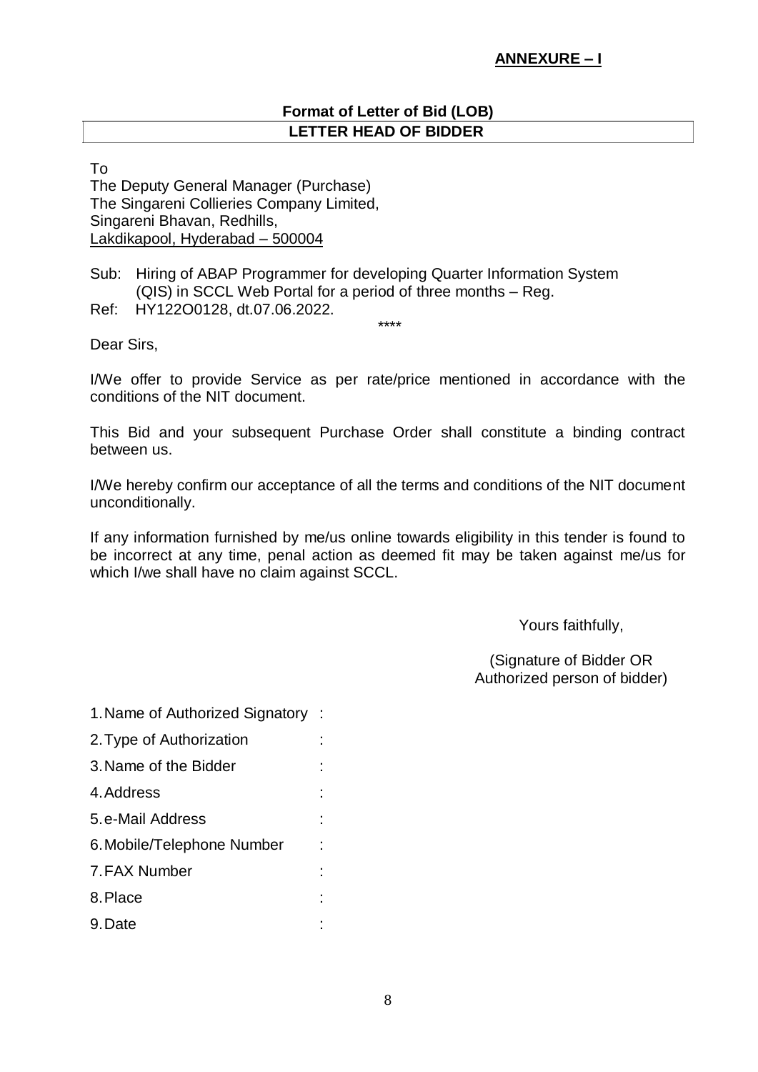**ANNEXURE – I**

**Format of Letter of Bid (LOB)**

**LETTER HEAD OF BIDDER**

To
The Deputy General Manager (Purchase)
The Singareni Collieries Company Limited,
Singareni Bhavan, Redhills,
Lakdikapool, Hyderabad – 500004

Sub: Hiring of ABAP Programmer for developing Quarter Information System (QIS) in SCCL Web Portal for a period of three months – Reg.

Ref: HY122O0128, dt.07.06.2022.

****

Dear Sirs,

I/We offer to provide Service as per rate/price mentioned in accordance with the conditions of the NIT document.

This Bid and your subsequent Purchase Order shall constitute a binding contract between us.

I/We hereby confirm our acceptance of all the terms and conditions of the NIT document unconditionally.

If any information furnished by me/us online towards eligibility in this tender is found to be incorrect at any time, penal action as deemed fit may be taken against me/us for which I/we shall have no claim against SCCL.

Yours faithfully,

(Signature of Bidder OR Authorized person of bidder)

1. Name of Authorized Signatory :
2. Type of Authorization :
3. Name of the Bidder :
4. Address :
5. e-Mail Address :
6. Mobile/Telephone Number :
7. FAX Number :
8. Place :
9. Date :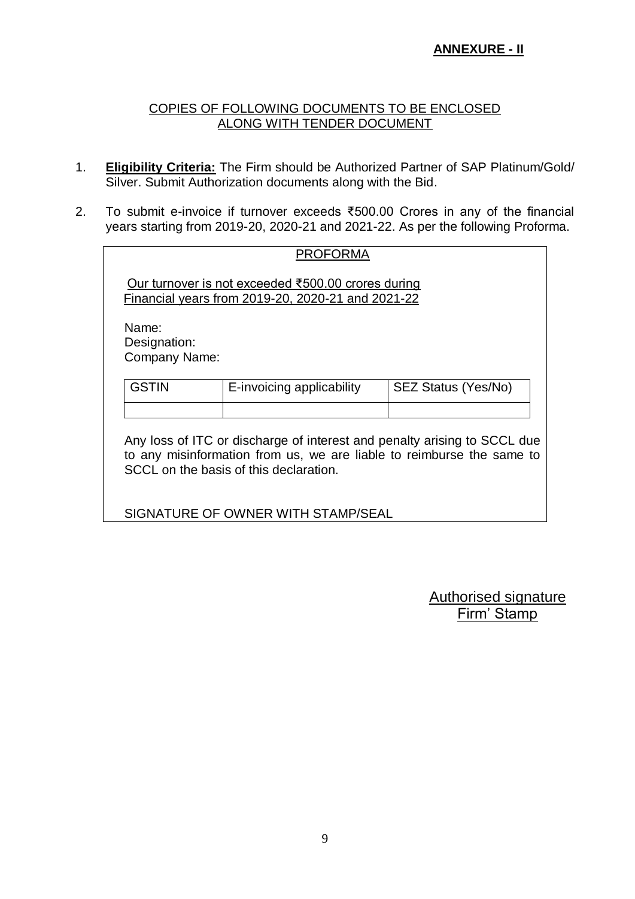**ANNEXURE - II**

COPIES OF FOLLOWING DOCUMENTS TO BE ENCLOSED ALONG WITH TENDER DOCUMENT

1. **Eligibility Criteria:** The Firm should be Authorized Partner of SAP Platinum/Gold/ Silver. Submit Authorization documents along with the Bid.

2. To submit e-invoice if turnover exceeds ₹500.00 Crores in any of the financial years starting from 2019-20, 2020-21 and 2021-22. As per the following Proforma.

PROFORMA

Our turnover is not exceeded ₹500.00 crores during Financial years from 2019-20, 2020-21 and 2021-22

Name:
Designation:
Company Name:

| GSTIN | E-invoicing applicability | SEZ Status (Yes/No) |
|---|---|---|
| | | |

Any loss of ITC or discharge of interest and penalty arising to SCCL due to any misinformation from us, we are liable to reimburse the same to SCCL on the basis of this declaration.

SIGNATURE OF OWNER WITH STAMP/SEAL

Authorised signature
Firm' Stamp